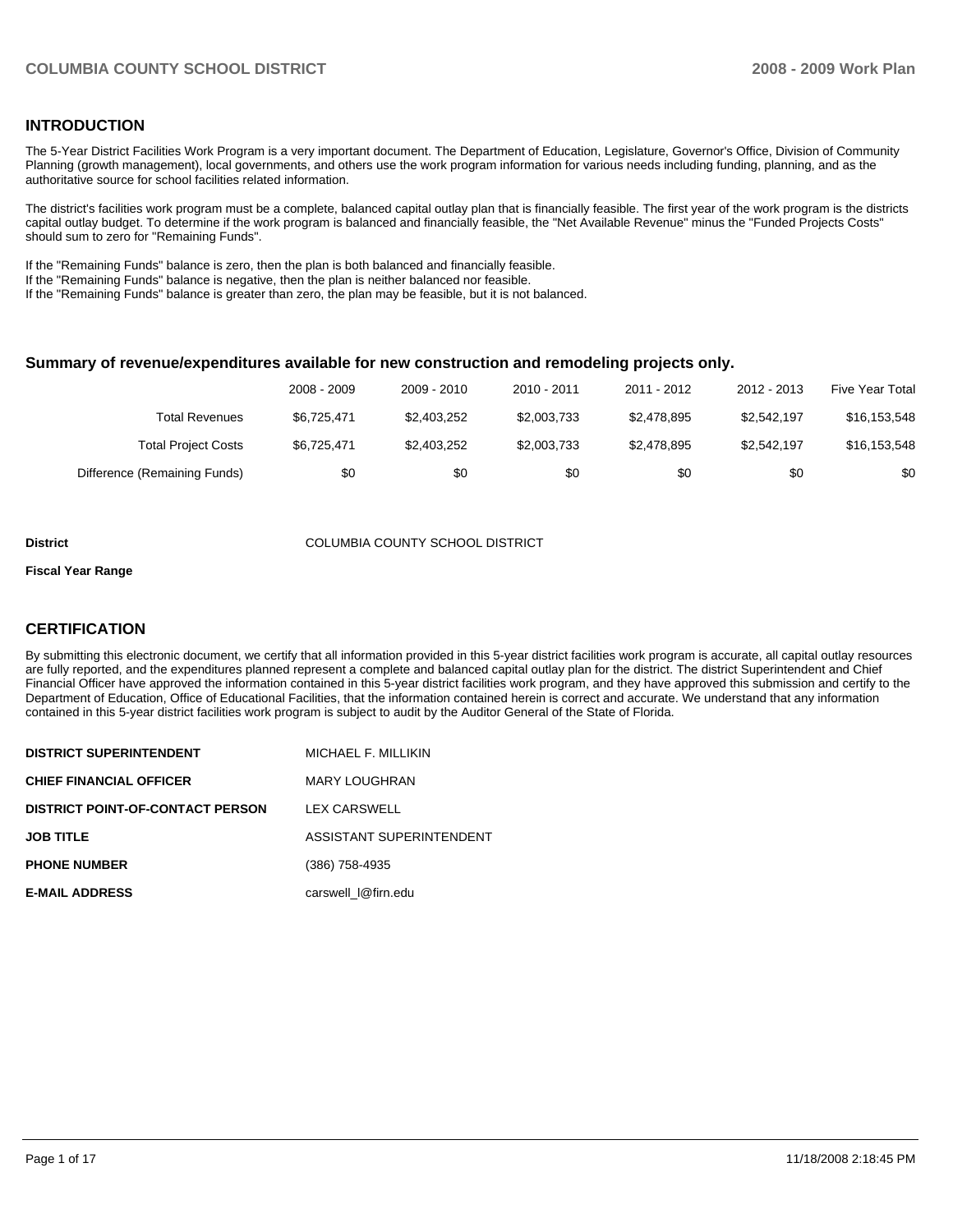## INTRODUCTION

The 5-Year District Facilities Work Program is a very important document. The Department of Education, Legislature, Governor's Office, Division of Community Planning (growth management), local governments, and others use the work program information for various needs including funding, planning, and as the authoritative source for school facilities related information.

The district's facilities work program must be a complete, balanced capital outlay plan that is financially feasible. The first year of the work program is the districts capital outlay budget. To determine if the work program is balanced and financially feasible, the "Net Available Revenue" minus the "Funded Projects Costs" should sum to zero for "Remaining Funds".

If the "Remaining Funds" balance is zero, then the plan is both balanced and financially feasible.
If the "Remaining Funds" balance is negative, then the plan is neither balanced nor feasible.
If the "Remaining Funds" balance is greater than zero, the plan may be feasible, but it is not balanced.

### Summary of revenue/expenditures available for new construction and remodeling projects only.

| | 2008 - 2009 | 2009 - 2010 | 2010 - 2011 | 2011 - 2012 | 2012 - 2013 | Five Year Total |
|---|---|---|---|---|---|---|
| Total Revenues | $6,725,471 | $2,403,252 | $2,003,733 | $2,478,895 | $2,542,197 | $16,153,548 |
| Total Project Costs | $6,725,471 | $2,403,252 | $2,003,733 | $2,478,895 | $2,542,197 | $16,153,548 |
| Difference (Remaining Funds) | $0 | $0 | $0 | $0 | $0 | $0 |

**District** COLUMBIA COUNTY SCHOOL DISTRICT

**Fiscal Year Range**

## CERTIFICATION

By submitting this electronic document, we certify that all information provided in this 5-year district facilities work program is accurate, all capital outlay resources are fully reported, and the expenditures planned represent a complete and balanced capital outlay plan for the district. The district Superintendent and Chief Financial Officer have approved the information contained in this 5-year district facilities work program, and they have approved this submission and certify to the Department of Education, Office of Educational Facilities, that the information contained herein is correct and accurate. We understand that any information contained in this 5-year district facilities work program is subject to audit by the Auditor General of the State of Florida.

| | |
|---|---|
| **DISTRICT SUPERINTENDENT** | MICHAEL F. MILLIKIN |
| **CHIEF FINANCIAL OFFICER** | MARY LOUGHRAN |
| **DISTRICT POINT-OF-CONTACT PERSON** | LEX CARSWELL |
| **JOB TITLE** | ASSISTANT SUPERINTENDENT |
| **PHONE NUMBER** | (386) 758-4935 |
| **E-MAIL ADDRESS** | carswell_l@firn.edu |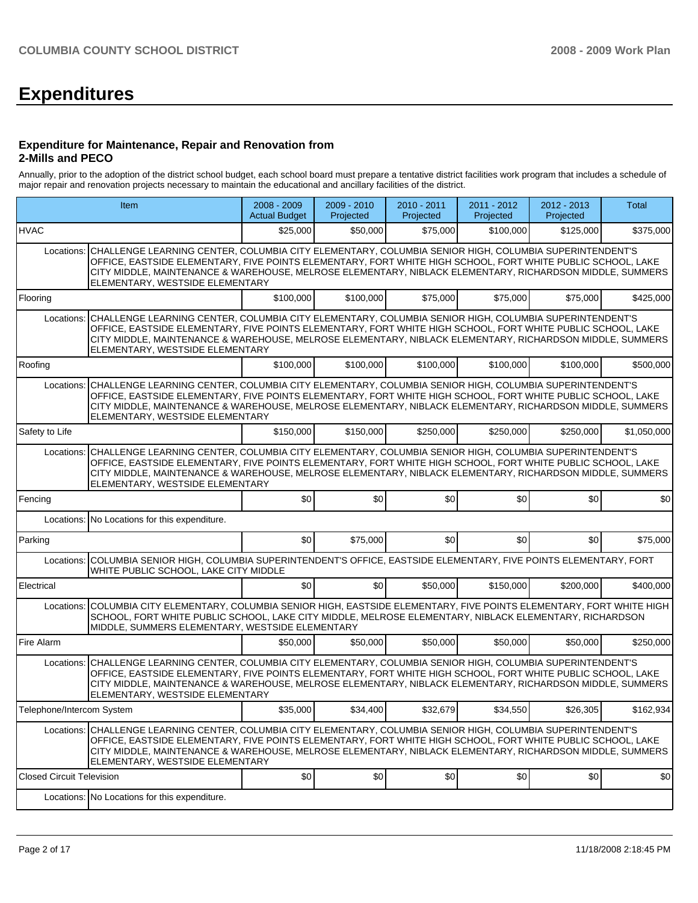# Expenditures

### Expenditure for Maintenance, Repair and Renovation from 2-Mills and PECO

Annually, prior to the adoption of the district school budget, each school board must prepare a tentative district facilities work program that includes a schedule of major repair and renovation projects necessary to maintain the educational and ancillary facilities of the district.

| Item | | 2008 - 2009 Actual Budget | 2009 - 2010 Projected | 2010 - 2011 Projected | 2011 - 2012 Projected | 2012 - 2013 Projected | Total |
|---|---|---|---|---|---|---|---|
| HVAC | | $25,000 | $50,000 | $75,000 | $100,000 | $125,000 | $375,000 |
| Locations: | CHALLENGE LEARNING CENTER, COLUMBIA CITY ELEMENTARY, COLUMBIA SENIOR HIGH, COLUMBIA SUPERINTENDENT'S OFFICE, EASTSIDE ELEMENTARY, FIVE POINTS ELEMENTARY, FORT WHITE HIGH SCHOOL, FORT WHITE PUBLIC SCHOOL, LAKE CITY MIDDLE, MAINTENANCE & WAREHOUSE, MELROSE ELEMENTARY, NIBLACK ELEMENTARY, RICHARDSON MIDDLE, SUMMERS ELEMENTARY, WESTSIDE ELEMENTARY | | | | | | |
| Flooring | | $100,000 | $100,000 | $75,000 | $75,000 | $75,000 | $425,000 |
| Locations: | CHALLENGE LEARNING CENTER, COLUMBIA CITY ELEMENTARY, COLUMBIA SENIOR HIGH, COLUMBIA SUPERINTENDENT'S OFFICE, EASTSIDE ELEMENTARY, FIVE POINTS ELEMENTARY, FORT WHITE HIGH SCHOOL, FORT WHITE PUBLIC SCHOOL, LAKE CITY MIDDLE, MAINTENANCE & WAREHOUSE, MELROSE ELEMENTARY, NIBLACK ELEMENTARY, RICHARDSON MIDDLE, SUMMERS ELEMENTARY, WESTSIDE ELEMENTARY | | | | | | |
| Roofing | | $100,000 | $100,000 | $100,000 | $100,000 | $100,000 | $500,000 |
| Locations: | CHALLENGE LEARNING CENTER, COLUMBIA CITY ELEMENTARY, COLUMBIA SENIOR HIGH, COLUMBIA SUPERINTENDENT'S OFFICE, EASTSIDE ELEMENTARY, FIVE POINTS ELEMENTARY, FORT WHITE HIGH SCHOOL, FORT WHITE PUBLIC SCHOOL, LAKE CITY MIDDLE, MAINTENANCE & WAREHOUSE, MELROSE ELEMENTARY, NIBLACK ELEMENTARY, RICHARDSON MIDDLE, SUMMERS ELEMENTARY, WESTSIDE ELEMENTARY | | | | | | |
| Safety to Life | | $150,000 | $150,000 | $250,000 | $250,000 | $250,000 | $1,050,000 |
| Locations: | CHALLENGE LEARNING CENTER, COLUMBIA CITY ELEMENTARY, COLUMBIA SENIOR HIGH, COLUMBIA SUPERINTENDENT'S OFFICE, EASTSIDE ELEMENTARY, FIVE POINTS ELEMENTARY, FORT WHITE HIGH SCHOOL, FORT WHITE PUBLIC SCHOOL, LAKE CITY MIDDLE, MAINTENANCE & WAREHOUSE, MELROSE ELEMENTARY, NIBLACK ELEMENTARY, RICHARDSON MIDDLE, SUMMERS ELEMENTARY, WESTSIDE ELEMENTARY | | | | | | |
| Fencing | | $0 | $0 | $0 | $0 | $0 | $0 |
| Locations: | No Locations for this expenditure. | | | | | | |
| Parking | | $0 | $75,000 | $0 | $0 | $0 | $75,000 |
| Locations: | COLUMBIA SENIOR HIGH, COLUMBIA SUPERINTENDENT'S OFFICE, EASTSIDE ELEMENTARY, FIVE POINTS ELEMENTARY, FORT WHITE PUBLIC SCHOOL, LAKE CITY MIDDLE | | | | | | |
| Electrical | | $0 | $0 | $50,000 | $150,000 | $200,000 | $400,000 |
| Locations: | COLUMBIA CITY ELEMENTARY, COLUMBIA SENIOR HIGH, EASTSIDE ELEMENTARY, FIVE POINTS ELEMENTARY, FORT WHITE HIGH SCHOOL, FORT WHITE PUBLIC SCHOOL, LAKE CITY MIDDLE, MELROSE ELEMENTARY, NIBLACK ELEMENTARY, RICHARDSON MIDDLE, SUMMERS ELEMENTARY, WESTSIDE ELEMENTARY | | | | | | |
| Fire Alarm | | $50,000 | $50,000 | $50,000 | $50,000 | $50,000 | $250,000 |
| Locations: | CHALLENGE LEARNING CENTER, COLUMBIA CITY ELEMENTARY, COLUMBIA SENIOR HIGH, COLUMBIA SUPERINTENDENT'S OFFICE, EASTSIDE ELEMENTARY, FIVE POINTS ELEMENTARY, FORT WHITE HIGH SCHOOL, FORT WHITE PUBLIC SCHOOL, LAKE CITY MIDDLE, MAINTENANCE & WAREHOUSE, MELROSE ELEMENTARY, NIBLACK ELEMENTARY, RICHARDSON MIDDLE, SUMMERS ELEMENTARY, WESTSIDE ELEMENTARY | | | | | | |
| Telephone/Intercom System | | $35,000 | $34,400 | $32,679 | $34,550 | $26,305 | $162,934 |
| Locations: | CHALLENGE LEARNING CENTER, COLUMBIA CITY ELEMENTARY, COLUMBIA SENIOR HIGH, COLUMBIA SUPERINTENDENT'S OFFICE, EASTSIDE ELEMENTARY, FIVE POINTS ELEMENTARY, FORT WHITE HIGH SCHOOL, FORT WHITE PUBLIC SCHOOL, LAKE CITY MIDDLE, MAINTENANCE & WAREHOUSE, MELROSE ELEMENTARY, NIBLACK ELEMENTARY, RICHARDSON MIDDLE, SUMMERS ELEMENTARY, WESTSIDE ELEMENTARY | | | | | | |
| Closed Circuit Television | | $0 | $0 | $0 | $0 | $0 | $0 |
| Locations: | No Locations for this expenditure. | | | | | | |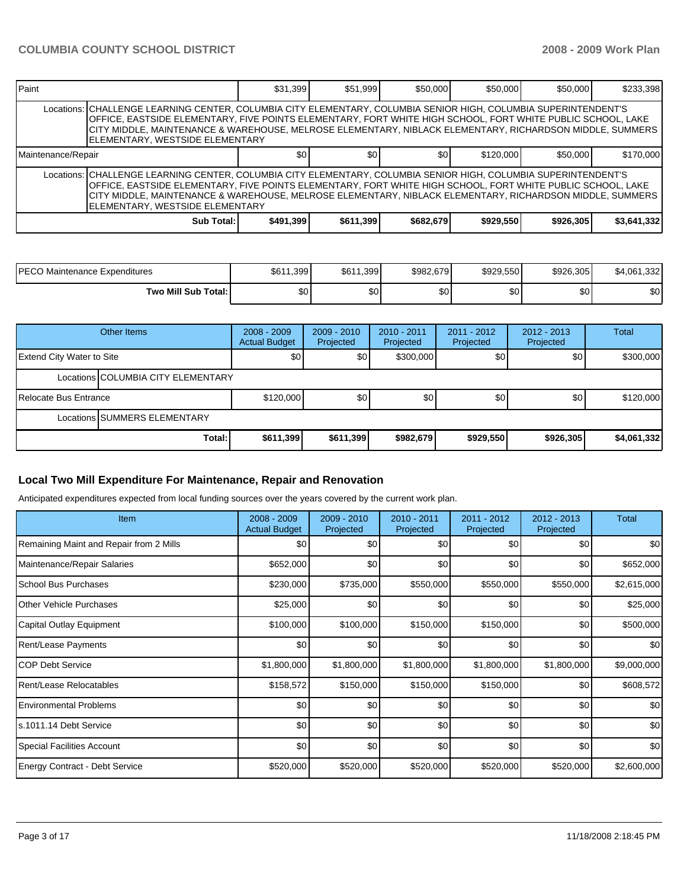| Item | 2008 - 2009 Actual Budget | 2009 - 2010 Projected | 2010 - 2011 Projected | 2011 - 2012 Projected | 2012 - 2013 Projected | Total |
|---|---|---|---|---|---|---|
| Paint | $31,399 | $51,999 | $50,000 | $50,000 | $50,000 | $233,398 |
| Locations: CHALLENGE LEARNING CENTER, COLUMBIA CITY ELEMENTARY, COLUMBIA SENIOR HIGH, COLUMBIA SUPERINTENDENT'S OFFICE, EASTSIDE ELEMENTARY, FIVE POINTS ELEMENTARY, FORT WHITE HIGH SCHOOL, FORT WHITE PUBLIC SCHOOL, LAKE CITY MIDDLE, MAINTENANCE & WAREHOUSE, MELROSE ELEMENTARY, NIBLACK ELEMENTARY, RICHARDSON MIDDLE, SUMMERS ELEMENTARY, WESTSIDE ELEMENTARY | | | | | | |
| Maintenance/Repair | $0 | $0 | $0 | $120,000 | $50,000 | $170,000 |
| Locations: CHALLENGE LEARNING CENTER, COLUMBIA CITY ELEMENTARY, COLUMBIA SENIOR HIGH, COLUMBIA SUPERINTENDENT'S OFFICE, EASTSIDE ELEMENTARY, FIVE POINTS ELEMENTARY, FORT WHITE HIGH SCHOOL, FORT WHITE PUBLIC SCHOOL, LAKE CITY MIDDLE, MAINTENANCE & WAREHOUSE, MELROSE ELEMENTARY, NIBLACK ELEMENTARY, RICHARDSON MIDDLE, SUMMERS ELEMENTARY, WESTSIDE ELEMENTARY | | | | | | |
| **Sub Total:** | **$491,399** | **$611,399** | **$682,679** | **$929,550** | **$926,305** | **$3,641,332** |

| | | | | | | |
|---|---|---|---|---|---|---|
| PECO Maintenance Expenditures | $611,399 | $611,399 | $982,679 | $929,550 | $926,305 | $4,061,332 |
| **Two Mill Sub Total:** | $0 | $0 | $0 | $0 | $0 | $0 |

| Other Items | 2008 - 2009 Actual Budget | 2009 - 2010 Projected | 2010 - 2011 Projected | 2011 - 2012 Projected | 2012 - 2013 Projected | Total |
|---|---|---|---|---|---|---|
| Extend City Water to Site | $0 | $0 | $300,000 | $0 | $0 | $300,000 |
| Locations COLUMBIA CITY ELEMENTARY | | | | | | |
| Relocate Bus Entrance | $120,000 | $0 | $0 | $0 | $0 | $120,000 |
| Locations SUMMERS ELEMENTARY | | | | | | |
| **Total:** | **$611,399** | **$611,399** | **$982,679** | **$929,550** | **$926,305** | **$4,061,332** |

## Local Two Mill Expenditure For Maintenance, Repair and Renovation

Anticipated expenditures expected from local funding sources over the years covered by the current work plan.

| Item | 2008 - 2009 Actual Budget | 2009 - 2010 Projected | 2010 - 2011 Projected | 2011 - 2012 Projected | 2012 - 2013 Projected | Total |
|---|---|---|---|---|---|---|
| Remaining Maint and Repair from 2 Mills | $0 | $0 | $0 | $0 | $0 | $0 |
| Maintenance/Repair Salaries | $652,000 | $0 | $0 | $0 | $0 | $652,000 |
| School Bus Purchases | $230,000 | $735,000 | $550,000 | $550,000 | $550,000 | $2,615,000 |
| Other Vehicle Purchases | $25,000 | $0 | $0 | $0 | $0 | $25,000 |
| Capital Outlay Equipment | $100,000 | $100,000 | $150,000 | $150,000 | $0 | $500,000 |
| Rent/Lease Payments | $0 | $0 | $0 | $0 | $0 | $0 |
| COP Debt Service | $1,800,000 | $1,800,000 | $1,800,000 | $1,800,000 | $1,800,000 | $9,000,000 |
| Rent/Lease Relocatables | $158,572 | $150,000 | $150,000 | $150,000 | $0 | $608,572 |
| Environmental Problems | $0 | $0 | $0 | $0 | $0 | $0 |
| s.1011.14 Debt Service | $0 | $0 | $0 | $0 | $0 | $0 |
| Special Facilities Account | $0 | $0 | $0 | $0 | $0 | $0 |
| Energy Contract - Debt Service | $520,000 | $520,000 | $520,000 | $520,000 | $520,000 | $2,600,000 |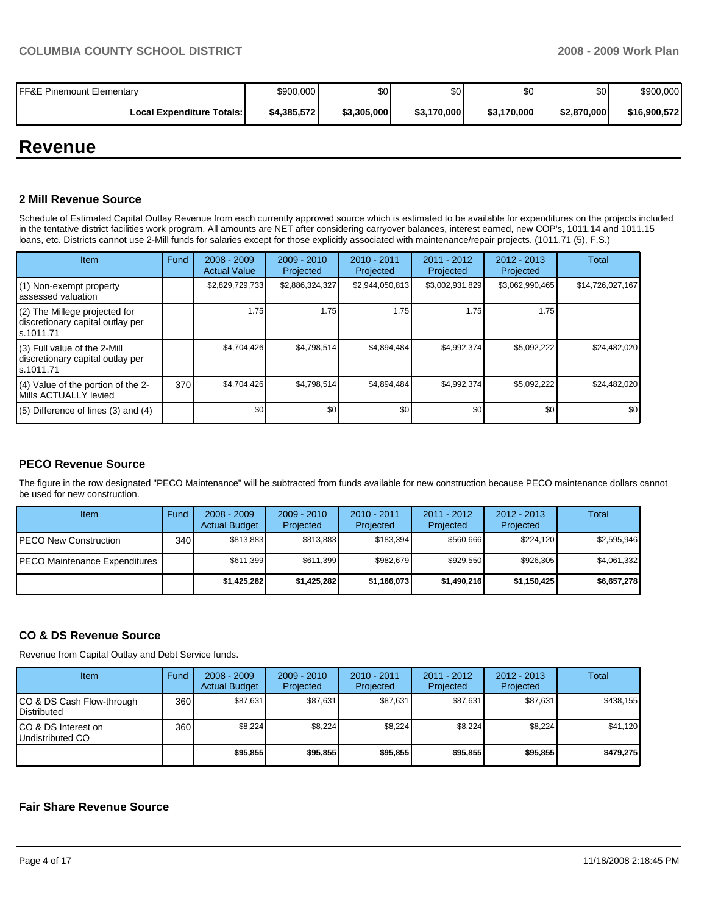| FF&E Pinemount Elementary | $900,000 | $0 | $0 | $0 | $0 | $900,000 |
|---|---|---|---|---|---|---|
| **Local Expenditure Totals:** | **$4,385,572** | **$3,305,000** | **$3,170,000** | **$3,170,000** | **$2,870,000** | **$16,900,572** |

# Revenue

### 2 Mill Revenue Source

Schedule of Estimated Capital Outlay Revenue from each currently approved source which is estimated to be available for expenditures on the projects included in the tentative district facilities work program. All amounts are NET after considering carryover balances, interest earned, new COP's, 1011.14 and 1011.15 loans, etc. Districts cannot use 2-Mill funds for salaries except for those explicitly associated with maintenance/repair projects. (1011.71 (5), F.S.)

| Item | Fund | 2008 - 2009 Actual Value | 2009 - 2010 Projected | 2010 - 2011 Projected | 2011 - 2012 Projected | 2012 - 2013 Projected | Total |
|---|---|---|---|---|---|---|---|
| (1) Non-exempt property assessed valuation | | $2,829,729,733 | $2,886,324,327 | $2,944,050,813 | $3,002,931,829 | $3,062,990,465 | $14,726,027,167 |
| (2) The Millege projected for discretionary capital outlay per s.1011.71 | | 1.75 | 1.75 | 1.75 | 1.75 | 1.75 | |
| (3) Full value of the 2-Mill discretionary capital outlay per s.1011.71 | | $4,704,426 | $4,798,514 | $4,894,484 | $4,992,374 | $5,092,222 | $24,482,020 |
| (4) Value of the portion of the 2-Mills ACTUALLY levied | 370 | $4,704,426 | $4,798,514 | $4,894,484 | $4,992,374 | $5,092,222 | $24,482,020 |
| (5) Difference of lines (3) and (4) | | $0 | $0 | $0 | $0 | $0 | $0 |

### PECO Revenue Source

The figure in the row designated "PECO Maintenance" will be subtracted from funds available for new construction because PECO maintenance dollars cannot be used for new construction.

| Item | Fund | 2008 - 2009 Actual Budget | 2009 - 2010 Projected | 2010 - 2011 Projected | 2011 - 2012 Projected | 2012 - 2013 Projected | Total |
|---|---|---|---|---|---|---|---|
| PECO New Construction | 340 | $813,883 | $813,883 | $183,394 | $560,666 | $224,120 | $2,595,946 |
| PECO Maintenance Expenditures | | $611,399 | $611,399 | $982,679 | $929,550 | $926,305 | $4,061,332 |
| | | **$1,425,282** | **$1,425,282** | **$1,166,073** | **$1,490,216** | **$1,150,425** | **$6,657,278** |

### CO & DS Revenue Source

Revenue from Capital Outlay and Debt Service funds.

| Item | Fund | 2008 - 2009 Actual Budget | 2009 - 2010 Projected | 2010 - 2011 Projected | 2011 - 2012 Projected | 2012 - 2013 Projected | Total |
|---|---|---|---|---|---|---|---|
| CO & DS Cash Flow-through Distributed | 360 | $87,631 | $87,631 | $87,631 | $87,631 | $87,631 | $438,155 |
| CO & DS Interest on Undistributed CO | 360 | $8,224 | $8,224 | $8,224 | $8,224 | $8,224 | $41,120 |
| | | **$95,855** | **$95,855** | **$95,855** | **$95,855** | **$95,855** | **$479,275** |

### Fair Share Revenue Source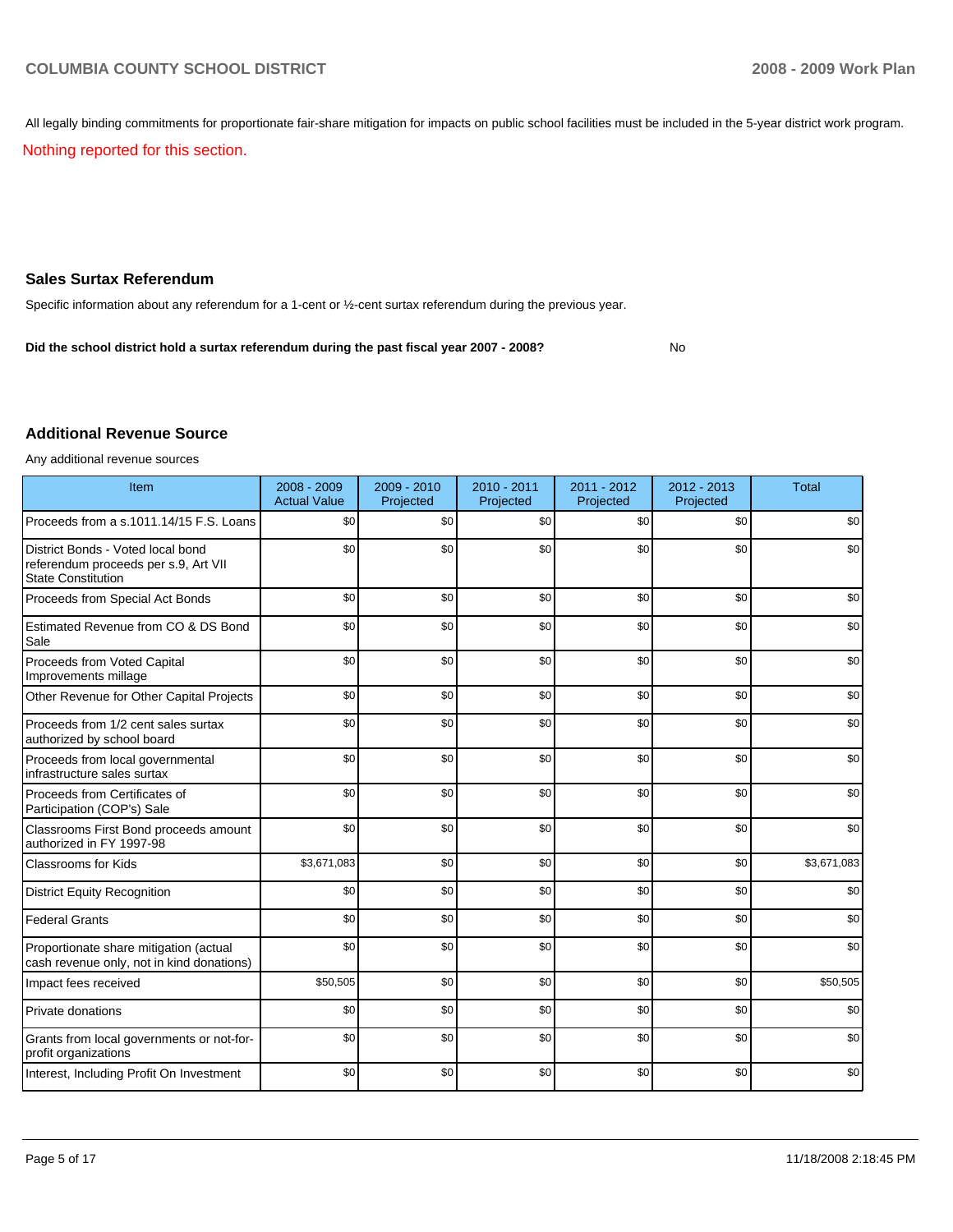All legally binding commitments for proportionate fair-share mitigation for impacts on public school facilities must be included in the 5-year district work program.

Nothing reported for this section.

## Sales Surtax Referendum

Specific information about any referendum for a 1-cent or ½-cent surtax referendum during the previous year.

**Did the school district hold a surtax referendum during the past fiscal year 2007 - 2008?** No

## Additional Revenue Source

Any additional revenue sources

| Item | 2008 - 2009 Actual Value | 2009 - 2010 Projected | 2010 - 2011 Projected | 2011 - 2012 Projected | 2012 - 2013 Projected | Total |
|---|---|---|---|---|---|---|
| Proceeds from a s.1011.14/15 F.S. Loans | $0 | $0 | $0 | $0 | $0 | $0 |
| District Bonds - Voted local bond referendum proceeds per s.9, Art VII State Constitution | $0 | $0 | $0 | $0 | $0 | $0 |
| Proceeds from Special Act Bonds | $0 | $0 | $0 | $0 | $0 | $0 |
| Estimated Revenue from CO & DS Bond Sale | $0 | $0 | $0 | $0 | $0 | $0 |
| Proceeds from Voted Capital Improvements millage | $0 | $0 | $0 | $0 | $0 | $0 |
| Other Revenue for Other Capital Projects | $0 | $0 | $0 | $0 | $0 | $0 |
| Proceeds from 1/2 cent sales surtax authorized by school board | $0 | $0 | $0 | $0 | $0 | $0 |
| Proceeds from local governmental infrastructure sales surtax | $0 | $0 | $0 | $0 | $0 | $0 |
| Proceeds from Certificates of Participation (COP's) Sale | $0 | $0 | $0 | $0 | $0 | $0 |
| Classrooms First Bond proceeds amount authorized in FY 1997-98 | $0 | $0 | $0 | $0 | $0 | $0 |
| Classrooms for Kids | $3,671,083 | $0 | $0 | $0 | $0 | $3,671,083 |
| District Equity Recognition | $0 | $0 | $0 | $0 | $0 | $0 |
| Federal Grants | $0 | $0 | $0 | $0 | $0 | $0 |
| Proportionate share mitigation (actual cash revenue only, not in kind donations) | $0 | $0 | $0 | $0 | $0 | $0 |
| Impact fees received | $50,505 | $0 | $0 | $0 | $0 | $50,505 |
| Private donations | $0 | $0 | $0 | $0 | $0 | $0 |
| Grants from local governments or not-for-profit organizations | $0 | $0 | $0 | $0 | $0 | $0 |
| Interest, Including Profit On Investment | $0 | $0 | $0 | $0 | $0 | $0 |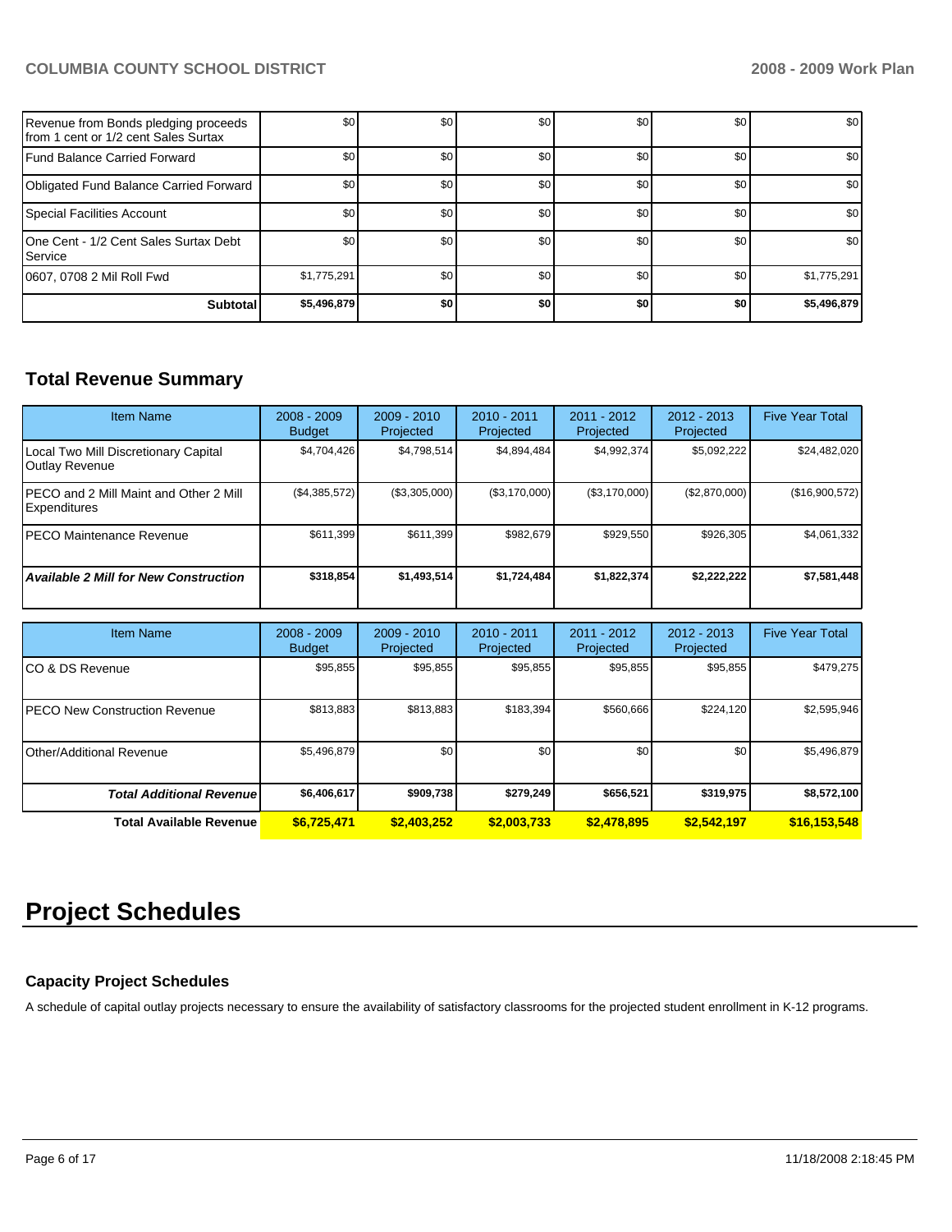| | | | | | | |
|---|---|---|---|---|---|---|
| Revenue from Bonds pledging proceeds from 1 cent or 1/2 cent Sales Surtax | $0 | $0 | $0 | $0 | $0 | $0 |
| Fund Balance Carried Forward | $0 | $0 | $0 | $0 | $0 | $0 |
| Obligated Fund Balance Carried Forward | $0 | $0 | $0 | $0 | $0 | $0 |
| Special Facilities Account | $0 | $0 | $0 | $0 | $0 | $0 |
| One Cent - 1/2 Cent Sales Surtax Debt Service | $0 | $0 | $0 | $0 | $0 | $0 |
| 0607, 0708 2 Mil Roll Fwd | $1,775,291 | $0 | $0 | $0 | $0 | $1,775,291 |
| **Subtotal** | **$5,496,879** | **$0** | **$0** | **$0** | **$0** | **$5,496,879** |

## Total Revenue Summary

| Item Name | 2008 - 2009 Budget | 2009 - 2010 Projected | 2010 - 2011 Projected | 2011 - 2012 Projected | 2012 - 2013 Projected | Five Year Total |
|---|---|---|---|---|---|---|
| Local Two Mill Discretionary Capital Outlay Revenue | $4,704,426 | $4,798,514 | $4,894,484 | $4,992,374 | $5,092,222 | $24,482,020 |
| PECO and 2 Mill Maint and Other 2 Mill Expenditures | ($4,385,572) | ($3,305,000) | ($3,170,000) | ($3,170,000) | ($2,870,000) | ($16,900,572) |
| PECO Maintenance Revenue | $611,399 | $611,399 | $982,679 | $929,550 | $926,305 | $4,061,332 |
| ***Available 2 Mill for New Construction*** | **$318,854** | **$1,493,514** | **$1,724,484** | **$1,822,374** | **$2,222,222** | **$7,581,448** |

| Item Name | 2008 - 2009 Budget | 2009 - 2010 Projected | 2010 - 2011 Projected | 2011 - 2012 Projected | 2012 - 2013 Projected | Five Year Total |
|---|---|---|---|---|---|---|
| CO & DS Revenue | $95,855 | $95,855 | $95,855 | $95,855 | $95,855 | $479,275 |
| PECO New Construction Revenue | $813,883 | $813,883 | $183,394 | $560,666 | $224,120 | $2,595,946 |
| Other/Additional Revenue | $5,496,879 | $0 | $0 | $0 | $0 | $5,496,879 |
| ***Total Additional Revenue*** | **$6,406,617** | **$909,738** | **$279,249** | **$656,521** | **$319,975** | **$8,572,100** |
| **Total Available Revenue** | **$6,725,471** | **$2,403,252** | **$2,003,733** | **$2,478,895** | **$2,542,197** | **$16,153,548** |

# Project Schedules

### Capacity Project Schedules

A schedule of capital outlay projects necessary to ensure the availability of satisfactory classrooms for the projected student enrollment in K-12 programs.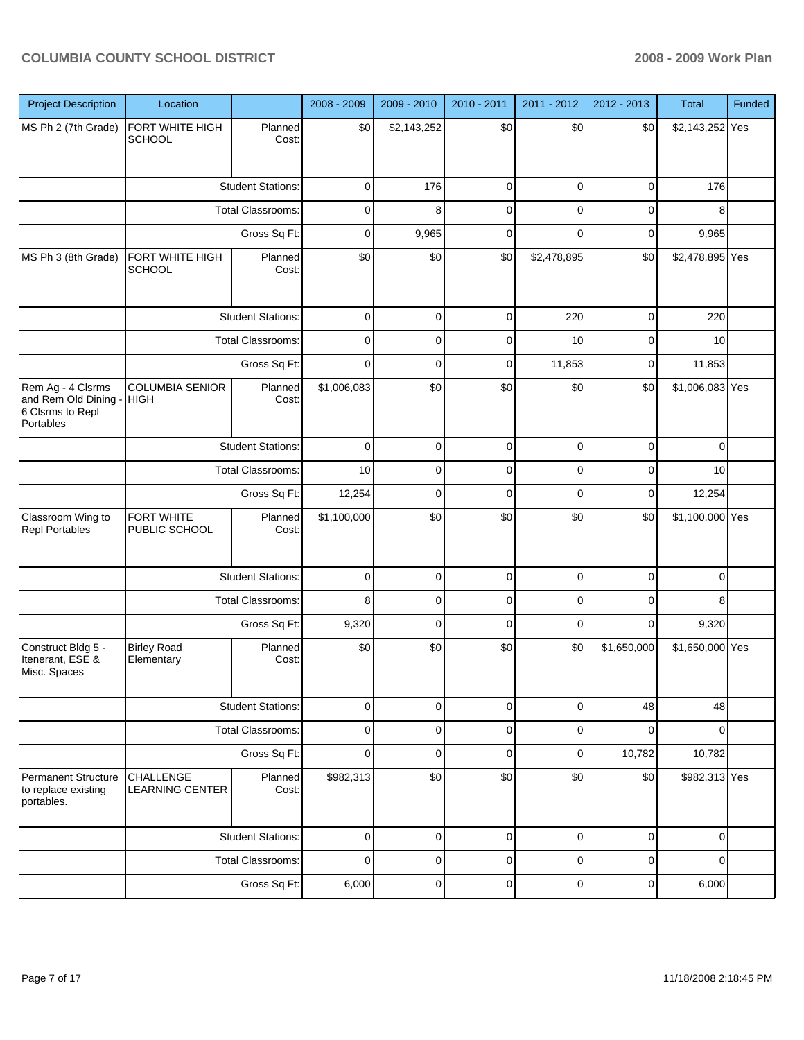| Project Description | Location | | 2008 - 2009 | 2009 - 2010 | 2010 - 2011 | 2011 - 2012 | 2012 - 2013 | Total | Funded |
|---|---|---|---|---|---|---|---|---|---|
| MS Ph 2 (7th Grade) | FORT WHITE HIGH SCHOOL | Planned Cost: | $0 | $2,143,252 | $0 | $0 | $0 | $2,143,252 | Yes |
| | | Student Stations: | 0 | 176 | 0 | 0 | 0 | 176 | |
| | | Total Classrooms: | 0 | 8 | 0 | 0 | 0 | 8 | |
| | | Gross Sq Ft: | 0 | 9,965 | 0 | 0 | 0 | 9,965 | |
| MS Ph 3 (8th Grade) | FORT WHITE HIGH SCHOOL | Planned Cost: | $0 | $0 | $0 | $2,478,895 | $0 | $2,478,895 | Yes |
| | | Student Stations: | 0 | 0 | 0 | 220 | 0 | 220 | |
| | | Total Classrooms: | 0 | 0 | 0 | 10 | 0 | 10 | |
| | | Gross Sq Ft: | 0 | 0 | 0 | 11,853 | 0 | 11,853 | |
| Rem Ag - 4 Clsrms and Rem Old Dining - 6 Clsrms to Repl Portables | COLUMBIA SENIOR HIGH | Planned Cost: | $1,006,083 | $0 | $0 | $0 | $0 | $1,006,083 | Yes |
| | | Student Stations: | 0 | 0 | 0 | 0 | 0 | 0 | |
| | | Total Classrooms: | 10 | 0 | 0 | 0 | 0 | 10 | |
| | | Gross Sq Ft: | 12,254 | 0 | 0 | 0 | 0 | 12,254 | |
| Classroom Wing to Repl Portables | FORT WHITE PUBLIC SCHOOL | Planned Cost: | $1,100,000 | $0 | $0 | $0 | $0 | $1,100,000 | Yes |
| | | Student Stations: | 0 | 0 | 0 | 0 | 0 | 0 | |
| | | Total Classrooms: | 8 | 0 | 0 | 0 | 0 | 8 | |
| | | Gross Sq Ft: | 9,320 | 0 | 0 | 0 | 0 | 9,320 | |
| Construct Bldg 5 - Itenerant, ESE & Misc. Spaces | Birley Road Elementary | Planned Cost: | $0 | $0 | $0 | $0 | $1,650,000 | $1,650,000 | Yes |
| | | Student Stations: | 0 | 0 | 0 | 0 | 48 | 48 | |
| | | Total Classrooms: | 0 | 0 | 0 | 0 | 0 | 0 | |
| | | Gross Sq Ft: | 0 | 0 | 0 | 0 | 10,782 | 10,782 | |
| Permanent Structure to replace existing portables. | CHALLENGE LEARNING CENTER | Planned Cost: | $982,313 | $0 | $0 | $0 | $0 | $982,313 | Yes |
| | | Student Stations: | 0 | 0 | 0 | 0 | 0 | 0 | |
| | | Total Classrooms: | 0 | 0 | 0 | 0 | 0 | 0 | |
| | | Gross Sq Ft: | 6,000 | 0 | 0 | 0 | 0 | 6,000 | |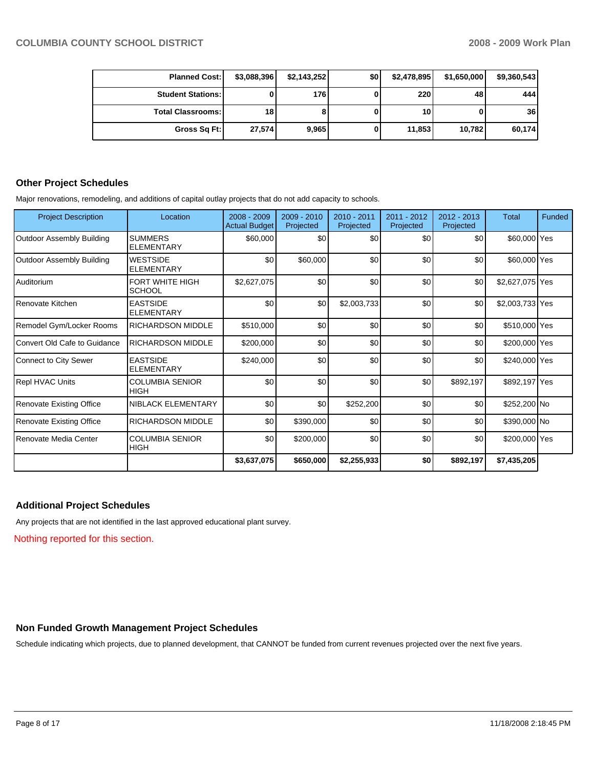| Planned Cost: | $3,088,396 | $2,143,252 | $0 | $2,478,895 | $1,650,000 | $9,360,543 |
|---|---|---|---|---|---|---|
| Student Stations: | 0 | 176 | 0 | 220 | 48 | 444 |
| Total Classrooms: | 18 | 8 | 0 | 10 | 0 | 36 |
| Gross Sq Ft: | 27,574 | 9,965 | 0 | 11,853 | 10,782 | 60,174 |

## Other Project Schedules

Major renovations, remodeling, and additions of capital outlay projects that do not add capacity to schools.

| Project Description | Location | 2008 - 2009 Actual Budget | 2009 - 2010 Projected | 2010 - 2011 Projected | 2011 - 2012 Projected | 2012 - 2013 Projected | Total | Funded |
|---|---|---|---|---|---|---|---|---|
| Outdoor Assembly Building | SUMMERS ELEMENTARY | $60,000 | $0 | $0 | $0 | $0 | $60,000 | Yes |
| Outdoor Assembly Building | WESTSIDE ELEMENTARY | $0 | $60,000 | $0 | $0 | $0 | $60,000 | Yes |
| Auditorium | FORT WHITE HIGH SCHOOL | $2,627,075 | $0 | $0 | $0 | $0 | $2,627,075 | Yes |
| Renovate Kitchen | EASTSIDE ELEMENTARY | $0 | $0 | $2,003,733 | $0 | $0 | $2,003,733 | Yes |
| Remodel Gym/Locker Rooms | RICHARDSON MIDDLE | $510,000 | $0 | $0 | $0 | $0 | $510,000 | Yes |
| Convert Old Cafe to Guidance | RICHARDSON MIDDLE | $200,000 | $0 | $0 | $0 | $0 | $200,000 | Yes |
| Connect to City Sewer | EASTSIDE ELEMENTARY | $240,000 | $0 | $0 | $0 | $0 | $240,000 | Yes |
| Repl HVAC Units | COLUMBIA SENIOR HIGH | $0 | $0 | $0 | $0 | $892,197 | $892,197 | Yes |
| Renovate Existing Office | NIBLACK ELEMENTARY | $0 | $0 | $252,200 | $0 | $0 | $252,200 | No |
| Renovate Existing Office | RICHARDSON MIDDLE | $0 | $390,000 | $0 | $0 | $0 | $390,000 | No |
| Renovate Media Center | COLUMBIA SENIOR HIGH | $0 | $200,000 | $0 | $0 | $0 | $200,000 | Yes |
| | | $3,637,075 | $650,000 | $2,255,933 | $0 | $892,197 | $7,435,205 | |

## Additional Project Schedules

Any projects that are not identified in the last approved educational plant survey.

Nothing reported for this section.

## Non Funded Growth Management Project Schedules

Schedule indicating which projects, due to planned development, that CANNOT be funded from current revenues projected over the next five years.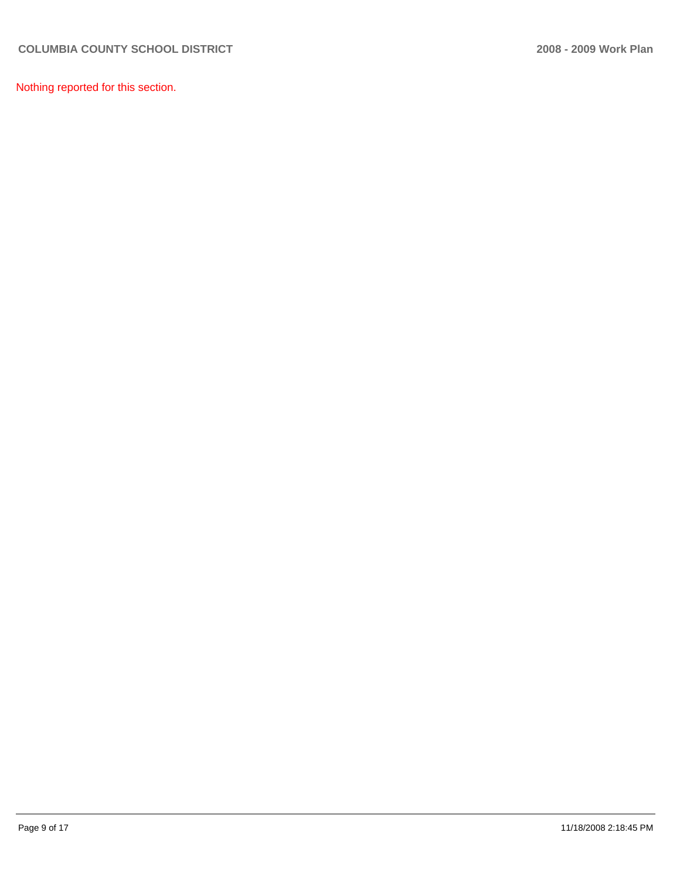Nothing reported for this section.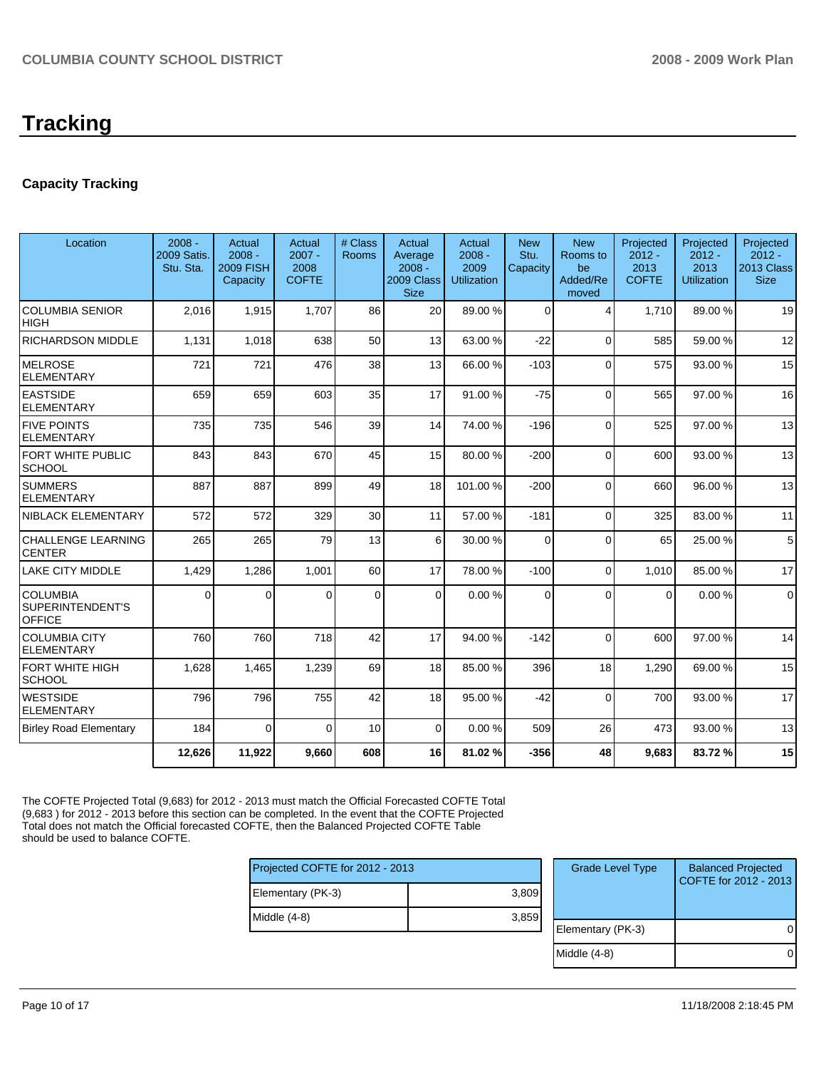# Tracking

### Capacity Tracking

| Location | 2008 - 2009 Satis. Stu. Sta. | Actual 2008 - 2009 FISH Capacity | Actual 2007 - 2008 COFTE | # Class Rooms | Actual Average 2008 - 2009 Class Size | Actual 2008 - 2009 Utilization | New Stu. Capacity | New Rooms to be Added/Removed | Projected 2012 - 2013 COFTE | Projected 2012 - 2013 Utilization | Projected 2012 - 2013 Class Size |
|---|---|---|---|---|---|---|---|---|---|---|---|
| COLUMBIA SENIOR HIGH | 2,016 | 1,915 | 1,707 | 86 | 20 | 89.00 % | 0 | 4 | 1,710 | 89.00 % | 19 |
| RICHARDSON MIDDLE | 1,131 | 1,018 | 638 | 50 | 13 | 63.00 % | -22 | 0 | 585 | 59.00 % | 12 |
| MELROSE ELEMENTARY | 721 | 721 | 476 | 38 | 13 | 66.00 % | -103 | 0 | 575 | 93.00 % | 15 |
| EASTSIDE ELEMENTARY | 659 | 659 | 603 | 35 | 17 | 91.00 % | -75 | 0 | 565 | 97.00 % | 16 |
| FIVE POINTS ELEMENTARY | 735 | 735 | 546 | 39 | 14 | 74.00 % | -196 | 0 | 525 | 97.00 % | 13 |
| FORT WHITE PUBLIC SCHOOL | 843 | 843 | 670 | 45 | 15 | 80.00 % | -200 | 0 | 600 | 93.00 % | 13 |
| SUMMERS ELEMENTARY | 887 | 887 | 899 | 49 | 18 | 101.00 % | -200 | 0 | 660 | 96.00 % | 13 |
| NIBLACK ELEMENTARY | 572 | 572 | 329 | 30 | 11 | 57.00 % | -181 | 0 | 325 | 83.00 % | 11 |
| CHALLENGE LEARNING CENTER | 265 | 265 | 79 | 13 | 6 | 30.00 % | 0 | 0 | 65 | 25.00 % | 5 |
| LAKE CITY MIDDLE | 1,429 | 1,286 | 1,001 | 60 | 17 | 78.00 % | -100 | 0 | 1,010 | 85.00 % | 17 |
| COLUMBIA SUPERINTENDENT'S OFFICE | 0 | 0 | 0 | 0 | 0 | 0.00 % | 0 | 0 | 0 | 0.00 % | 0 |
| COLUMBIA CITY ELEMENTARY | 760 | 760 | 718 | 42 | 17 | 94.00 % | -142 | 0 | 600 | 97.00 % | 14 |
| FORT WHITE HIGH SCHOOL | 1,628 | 1,465 | 1,239 | 69 | 18 | 85.00 % | 396 | 18 | 1,290 | 69.00 % | 15 |
| WESTSIDE ELEMENTARY | 796 | 796 | 755 | 42 | 18 | 95.00 % | -42 | 0 | 700 | 93.00 % | 17 |
| Birley Road Elementary | 184 | 0 | 0 | 10 | 0 | 0.00 % | 509 | 26 | 473 | 93.00 % | 13 |
| | **12,626** | **11,922** | **9,660** | **608** | **16** | **81.02 %** | **-356** | **48** | **9,683** | **83.72 %** | **15** |

The COFTE Projected Total (9,683) for 2012 - 2013 must match the Official Forecasted COFTE Total (9,683 ) for 2012 - 2013 before this section can be completed. In the event that the COFTE Projected Total does not match the Official forecasted COFTE, then the Balanced Projected COFTE Table should be used to balance COFTE.

| Projected COFTE for 2012 - 2013 | |
|---|---|
| Elementary (PK-3) | 3,809 |
| Middle (4-8) | 3,859 |

| Grade Level Type | Balanced Projected COFTE for 2012 - 2013 |
|---|---|
| Elementary (PK-3) | 0 |
| Middle (4-8) | 0 |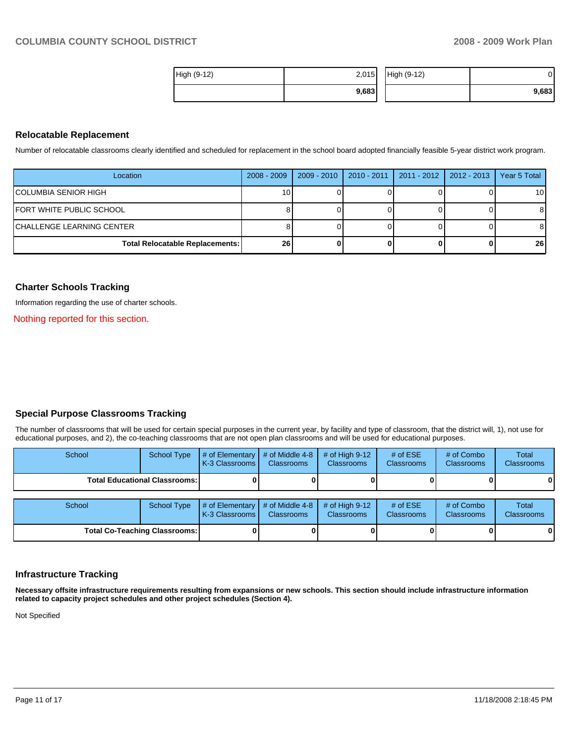| High (9-12) | 2,015 |
|---|---|
| | **9,683** |

| High (9-12) | 0 |
|---|---|
| | **9,683** |

## Relocatable Replacement

Number of relocatable classrooms clearly identified and scheduled for replacement in the school board adopted financially feasible 5-year district work program.

| Location | 2008 - 2009 | 2009 - 2010 | 2010 - 2011 | 2011 - 2012 | 2012 - 2013 | Year 5 Total |
|---|---|---|---|---|---|---|
| COLUMBIA SENIOR HIGH | 10 | 0 | 0 | 0 | 0 | 10 |
| FORT WHITE PUBLIC SCHOOL | 8 | 0 | 0 | 0 | 0 | 8 |
| CHALLENGE LEARNING CENTER | 8 | 0 | 0 | 0 | 0 | 8 |
| **Total Relocatable Replacements:** | **26** | **0** | **0** | **0** | **0** | **26** |

## Charter Schools Tracking

Information regarding the use of charter schools.

Nothing reported for this section.

## Special Purpose Classrooms Tracking

The number of classrooms that will be used for certain special purposes in the current year, by facility and type of classroom, that the district will, 1), not use for educational purposes, and 2), the co-teaching classrooms that are not open plan classrooms and will be used for educational purposes.

| School | School Type | # of Elementary K-3 Classrooms | # of Middle 4-8 Classrooms | # of High 9-12 Classrooms | # of ESE Classrooms | # of Combo Classrooms | Total Classrooms |
|---|---|---|---|---|---|---|---|
| **Total Educational Classrooms:** | | **0** | **0** | **0** | **0** | **0** | **0** |

| School | School Type | # of Elementary K-3 Classrooms | # of Middle 4-8 Classrooms | # of High 9-12 Classrooms | # of ESE Classrooms | # of Combo Classrooms | Total Classrooms |
|---|---|---|---|---|---|---|---|
| **Total Co-Teaching Classrooms:** | | **0** | **0** | **0** | **0** | **0** | **0** |

## Infrastructure Tracking

**Necessary offsite infrastructure requirements resulting from expansions or new schools. This section should include infrastructure information related to capacity project schedules and other project schedules (Section 4).**

Not Specified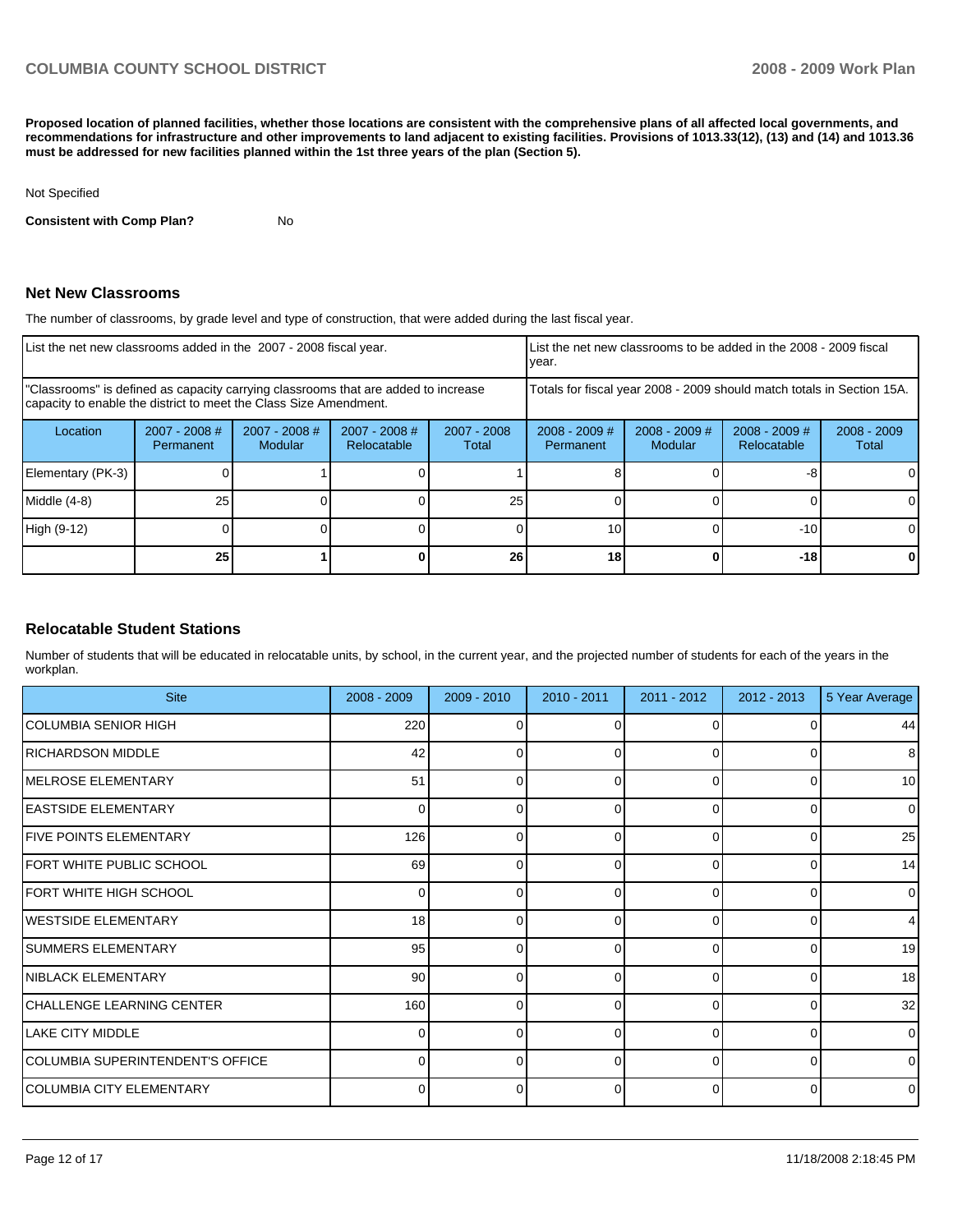**Proposed location of planned facilities, whether those locations are consistent with the comprehensive plans of all affected local governments, and recommendations for infrastructure and other improvements to land adjacent to existing facilities. Provisions of 1013.33(12), (13) and (14) and 1013.36 must be addressed for new facilities planned within the 1st three years of the plan (Section 5).**

Not Specified

**Consistent with Comp Plan?** No

## Net New Classrooms

The number of classrooms, by grade level and type of construction, that were added during the last fiscal year.

| List the net new classrooms added in the 2007 - 2008 fiscal year. | | | | | List the net new classrooms to be added in the 2008 - 2009 fiscal year. | | | |
|---|---|---|---|---|---|---|---|---|
| "Classrooms" is defined as capacity carrying classrooms that are added to increase capacity to enable the district to meet the Class Size Amendment. | | | | | Totals for fiscal year 2008 - 2009 should match totals in Section 15A. | | | |
| Location | 2007 - 2008 # Permanent | 2007 - 2008 # Modular | 2007 - 2008 # Relocatable | 2007 - 2008 Total | 2008 - 2009 # Permanent | 2008 - 2009 # Modular | 2008 - 2009 # Relocatable | 2008 - 2009 Total |
| Elementary (PK-3) | 0 | 1 | 0 | 1 | 8 | 0 | -8 | 0 |
| Middle (4-8) | 25 | 0 | 0 | 25 | 0 | 0 | 0 | 0 |
| High (9-12) | 0 | 0 | 0 | 0 | 10 | 0 | -10 | 0 |
| | **25** | **1** | **0** | **26** | **18** | **0** | **-18** | **0** |

## Relocatable Student Stations

Number of students that will be educated in relocatable units, by school, in the current year, and the projected number of students for each of the years in the workplan.

| Site | 2008 - 2009 | 2009 - 2010 | 2010 - 2011 | 2011 - 2012 | 2012 - 2013 | 5 Year Average |
|---|---|---|---|---|---|---|
| COLUMBIA SENIOR HIGH | 220 | 0 | 0 | 0 | 0 | 44 |
| RICHARDSON MIDDLE | 42 | 0 | 0 | 0 | 0 | 8 |
| MELROSE ELEMENTARY | 51 | 0 | 0 | 0 | 0 | 10 |
| EASTSIDE ELEMENTARY | 0 | 0 | 0 | 0 | 0 | 0 |
| FIVE POINTS ELEMENTARY | 126 | 0 | 0 | 0 | 0 | 25 |
| FORT WHITE PUBLIC SCHOOL | 69 | 0 | 0 | 0 | 0 | 14 |
| FORT WHITE HIGH SCHOOL | 0 | 0 | 0 | 0 | 0 | 0 |
| WESTSIDE ELEMENTARY | 18 | 0 | 0 | 0 | 0 | 4 |
| SUMMERS ELEMENTARY | 95 | 0 | 0 | 0 | 0 | 19 |
| NIBLACK ELEMENTARY | 90 | 0 | 0 | 0 | 0 | 18 |
| CHALLENGE LEARNING CENTER | 160 | 0 | 0 | 0 | 0 | 32 |
| LAKE CITY MIDDLE | 0 | 0 | 0 | 0 | 0 | 0 |
| COLUMBIA SUPERINTENDENT'S OFFICE | 0 | 0 | 0 | 0 | 0 | 0 |
| COLUMBIA CITY ELEMENTARY | 0 | 0 | 0 | 0 | 0 | 0 |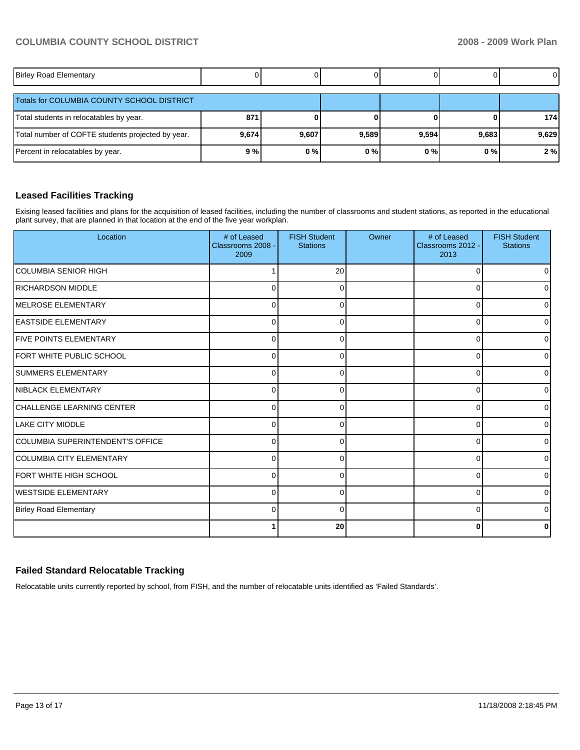| | | | | | | |
|---|---|---|---|---|---|---|
| Birley Road Elementary | 0 | 0 | 0 | 0 | 0 | 0 |
| Totals for COLUMBIA COUNTY SCHOOL DISTRICT | | | | | | |
| Total students in relocatables by year. | **871** | **0** | **0** | **0** | **0** | **174** |
| Total number of COFTE students projected by year. | **9,674** | **9,607** | **9,589** | **9,594** | **9,683** | **9,629** |
| Percent in relocatables by year. | **9 %** | **0 %** | **0 %** | **0 %** | **0 %** | **2 %** |

## Leased Facilities Tracking

Exising leased facilities and plans for the acquisition of leased facilities, including the number of classrooms and student stations, as reported in the educational plant survey, that are planned in that location at the end of the five year workplan.

| Location | # of Leased Classrooms 2008 - 2009 | FISH Student Stations | Owner | # of Leased Classrooms 2012 - 2013 | FISH Student Stations |
|---|---|---|---|---|---|
| COLUMBIA SENIOR HIGH | 1 | 20 | | 0 | 0 |
| RICHARDSON MIDDLE | 0 | 0 | | 0 | 0 |
| MELROSE ELEMENTARY | 0 | 0 | | 0 | 0 |
| EASTSIDE ELEMENTARY | 0 | 0 | | 0 | 0 |
| FIVE POINTS ELEMENTARY | 0 | 0 | | 0 | 0 |
| FORT WHITE PUBLIC SCHOOL | 0 | 0 | | 0 | 0 |
| SUMMERS ELEMENTARY | 0 | 0 | | 0 | 0 |
| NIBLACK ELEMENTARY | 0 | 0 | | 0 | 0 |
| CHALLENGE LEARNING CENTER | 0 | 0 | | 0 | 0 |
| LAKE CITY MIDDLE | 0 | 0 | | 0 | 0 |
| COLUMBIA SUPERINTENDENT'S OFFICE | 0 | 0 | | 0 | 0 |
| COLUMBIA CITY ELEMENTARY | 0 | 0 | | 0 | 0 |
| FORT WHITE HIGH SCHOOL | 0 | 0 | | 0 | 0 |
| WESTSIDE ELEMENTARY | 0 | 0 | | 0 | 0 |
| Birley Road Elementary | 0 | 0 | | 0 | 0 |
| | **1** | **20** | | **0** | **0** |

## Failed Standard Relocatable Tracking

Relocatable units currently reported by school, from FISH, and the number of relocatable units identified as 'Failed Standards'.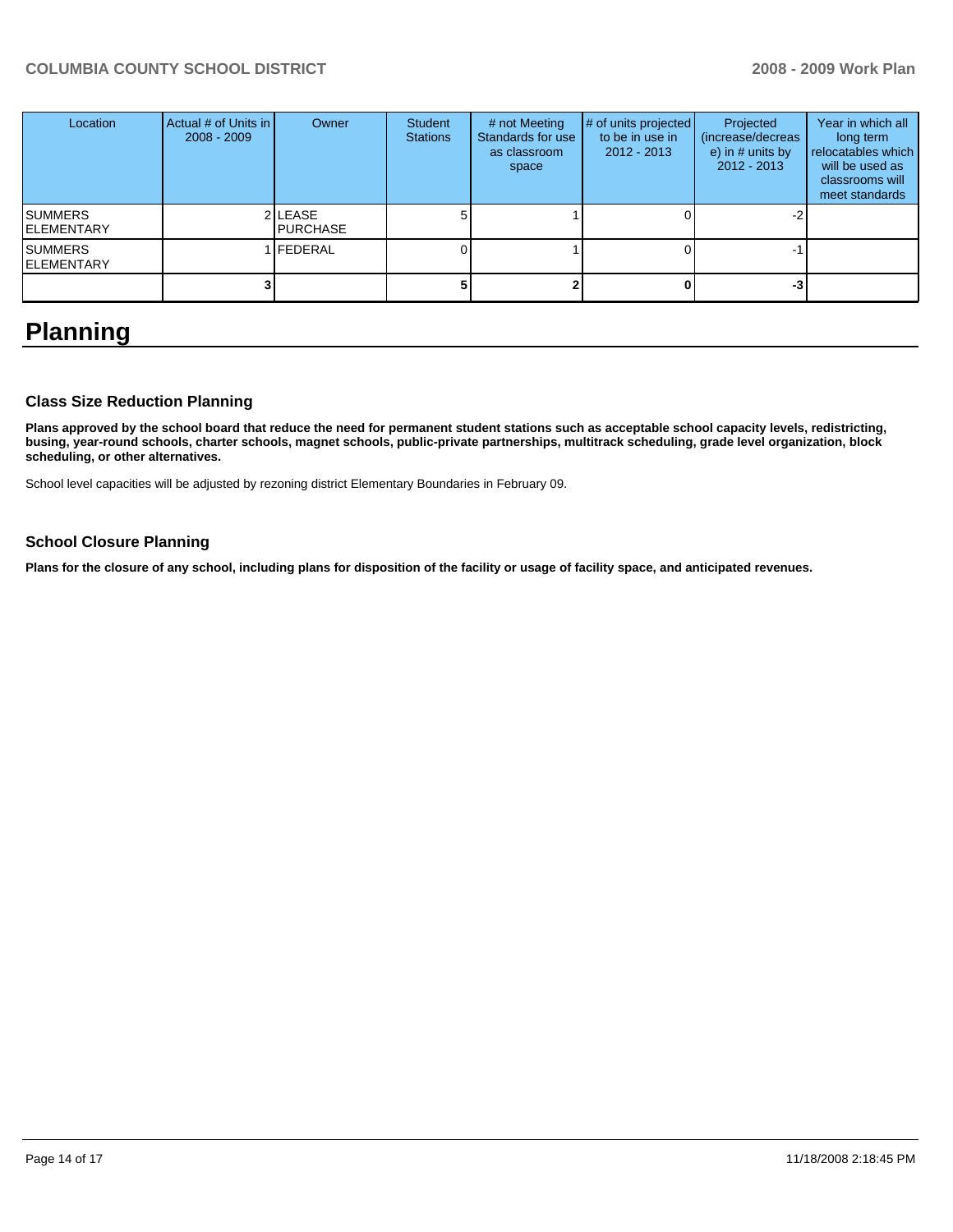| Location | Actual # of Units in 2008 - 2009 | Owner | Student Stations | # not Meeting Standards for use as classroom space | # of units projected to be in use in 2012 - 2013 | Projected (increase/decrease) in # units by 2012 - 2013 | Year in which all long term relocatables which will be used as classrooms will meet standards |
|---|---|---|---|---|---|---|---|
| SUMMERS ELEMENTARY | 2 | LEASE PURCHASE | 5 | 1 | 0 | -2 | |
| SUMMERS ELEMENTARY | 1 | FEDERAL | 0 | 1 | 0 | -1 | |
| | **3** | | **5** | **2** | **0** | **-3** | |

# Planning

### Class Size Reduction Planning

**Plans approved by the school board that reduce the need for permanent student stations such as acceptable school capacity levels, redistricting, busing, year-round schools, charter schools, magnet schools, public-private partnerships, multitrack scheduling, grade level organization, block scheduling, or other alternatives.**

School level capacities will be adjusted by rezoning district Elementary Boundaries in February 09.

### School Closure Planning

**Plans for the closure of any school, including plans for disposition of the facility or usage of facility space, and anticipated revenues.**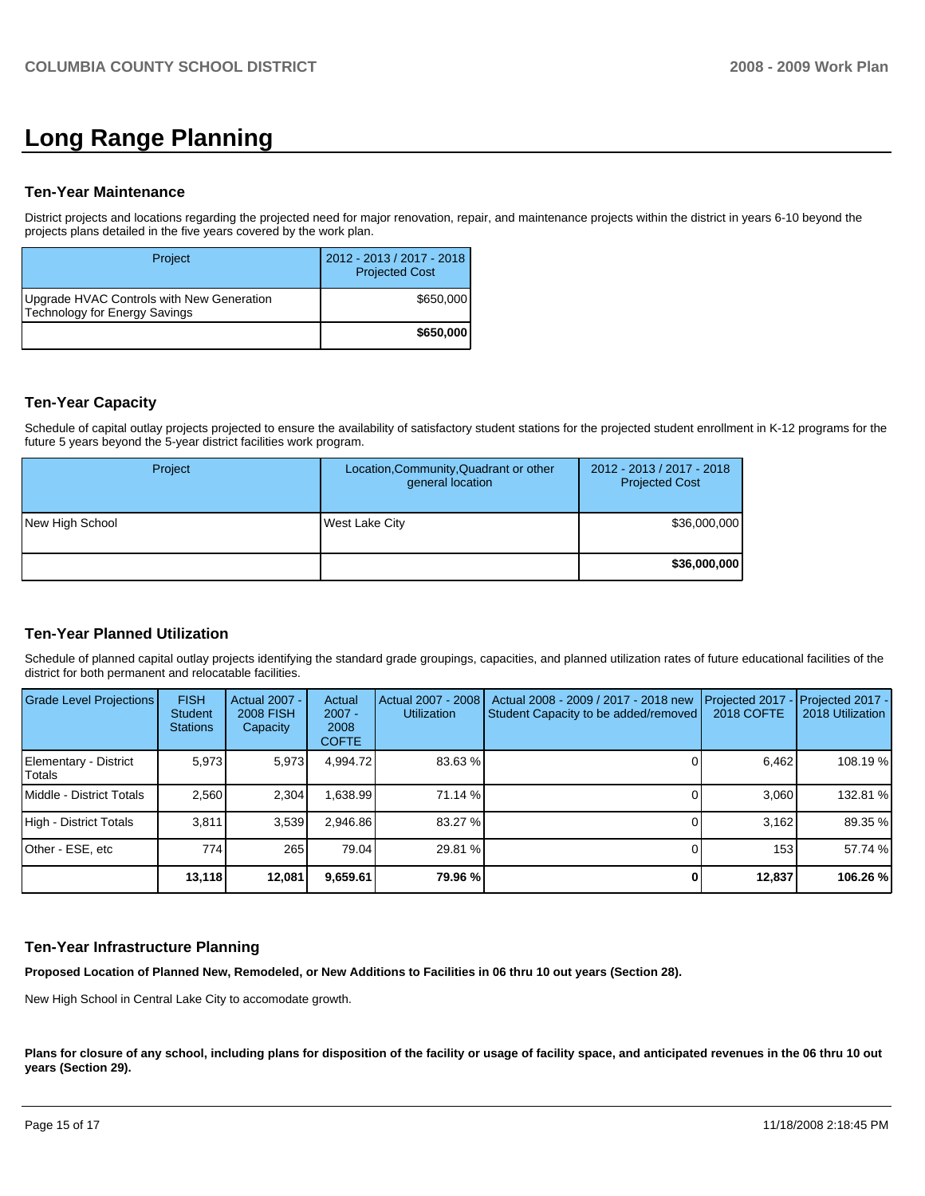# Long Range Planning

### Ten-Year Maintenance

District projects and locations regarding the projected need for major renovation, repair, and maintenance projects within the district in years 6-10 beyond the projects plans detailed in the five years covered by the work plan.

| Project | 2012 - 2013 / 2017 - 2018 Projected Cost |
|---|---|
| Upgrade HVAC Controls with New Generation Technology for Energy Savings | $650,000 |
| | **$650,000** |

### Ten-Year Capacity

Schedule of capital outlay projects projected to ensure the availability of satisfactory student stations for the projected student enrollment in K-12 programs for the future 5 years beyond the 5-year district facilities work program.

| Project | Location,Community,Quadrant or other general location | 2012 - 2013 / 2017 - 2018 Projected Cost |
|---|---|---|
| New High School | West Lake City | $36,000,000 |
| | | **$36,000,000** |

### Ten-Year Planned Utilization

Schedule of planned capital outlay projects identifying the standard grade groupings, capacities, and planned utilization rates of future educational facilities of the district for both permanent and relocatable facilities.

| Grade Level Projections | FISH Student Stations | Actual 2007 - 2008 FISH Capacity | Actual 2007 - 2008 COFTE | Actual 2007 - 2008 Utilization | Actual 2008 - 2009 / 2017 - 2018 new Student Capacity to be added/removed | Projected 2017 - 2018 COFTE | Projected 2017 - 2018 Utilization |
|---|---|---|---|---|---|---|---|
| Elementary - District Totals | 5,973 | 5,973 | 4,994.72 | 83.63 % | 0 | 6,462 | 108.19 % |
| Middle - District Totals | 2,560 | 2,304 | 1,638.99 | 71.14 % | 0 | 3,060 | 132.81 % |
| High - District Totals | 3,811 | 3,539 | 2,946.86 | 83.27 % | 0 | 3,162 | 89.35 % |
| Other - ESE, etc | 774 | 265 | 79.04 | 29.81 % | 0 | 153 | 57.74 % |
| | **13,118** | **12,081** | **9,659.61** | **79.96 %** | **0** | **12,837** | **106.26 %** |

### Ten-Year Infrastructure Planning

**Proposed Location of Planned New, Remodeled, or New Additions to Facilities in 06 thru 10 out years (Section 28).**

New High School in Central Lake City to accomodate growth.

**Plans for closure of any school, including plans for disposition of the facility or usage of facility space, and anticipated revenues in the 06 thru 10 out years (Section 29).**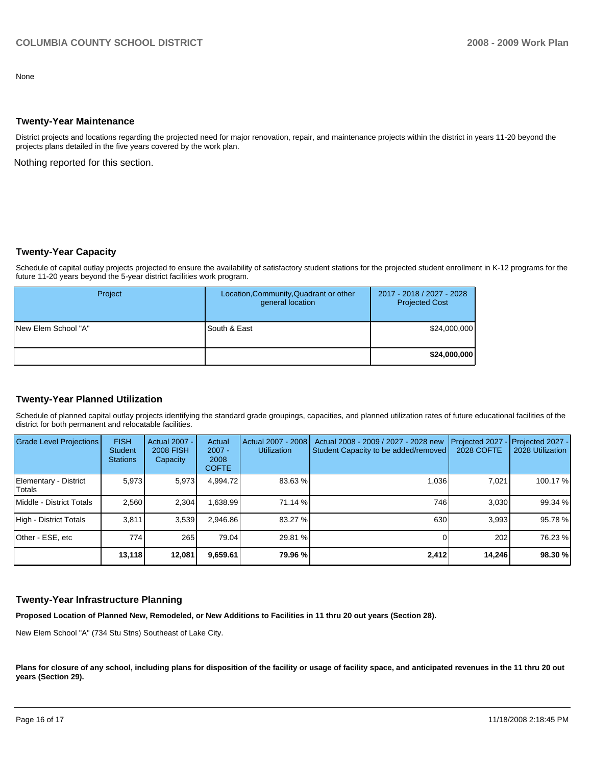None

## Twenty-Year Maintenance

District projects and locations regarding the projected need for major renovation, repair, and maintenance projects within the district in years 11-20 beyond the projects plans detailed in the five years covered by the work plan.

Nothing reported for this section.

## Twenty-Year Capacity

Schedule of capital outlay projects projected to ensure the availability of satisfactory student stations for the projected student enrollment in K-12 programs for the future 11-20 years beyond the 5-year district facilities work program.

| Project | Location,Community,Quadrant or other general location | 2017 - 2018 / 2027 - 2028 Projected Cost |
|---|---|---|
| New Elem School "A" | South & East | $24,000,000 |
| | | **$24,000,000** |

## Twenty-Year Planned Utilization

Schedule of planned capital outlay projects identifying the standard grade groupings, capacities, and planned utilization rates of future educational facilities of the district for both permanent and relocatable facilities.

| Grade Level Projections | FISH Student Stations | Actual 2007 - 2008 FISH Capacity | Actual 2007 - 2008 COFTE | Actual 2007 - 2008 Utilization | Actual 2008 - 2009 / 2027 - 2028 new Student Capacity to be added/removed | Projected 2027 - 2028 COFTE | Projected 2027 - 2028 Utilization |
|---|---|---|---|---|---|---|---|
| Elementary - District Totals | 5,973 | 5,973 | 4,994.72 | 83.63 % | 1,036 | 7,021 | 100.17 % |
| Middle - District Totals | 2,560 | 2,304 | 1,638.99 | 71.14 % | 746 | 3,030 | 99.34 % |
| High - District Totals | 3,811 | 3,539 | 2,946.86 | 83.27 % | 630 | 3,993 | 95.78 % |
| Other - ESE, etc | 774 | 265 | 79.04 | 29.81 % | 0 | 202 | 76.23 % |
| | **13,118** | **12,081** | **9,659.61** | **79.96 %** | **2,412** | **14,246** | **98.30 %** |

## Twenty-Year Infrastructure Planning

**Proposed Location of Planned New, Remodeled, or New Additions to Facilities in 11 thru 20 out years (Section 28).**

New Elem School "A" (734 Stu Stns) Southeast of Lake City.

**Plans for closure of any school, including plans for disposition of the facility or usage of facility space, and anticipated revenues in the 11 thru 20 out years (Section 29).**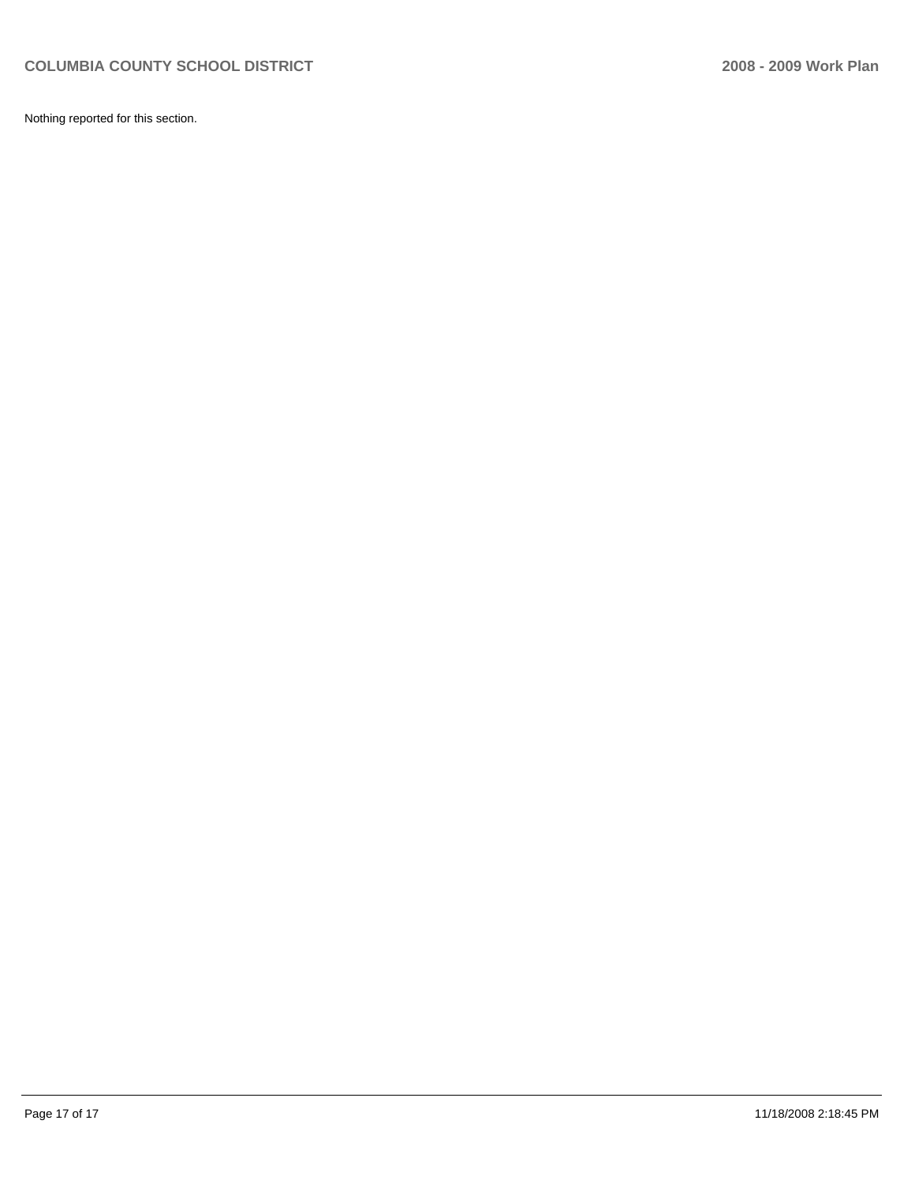Nothing reported for this section.